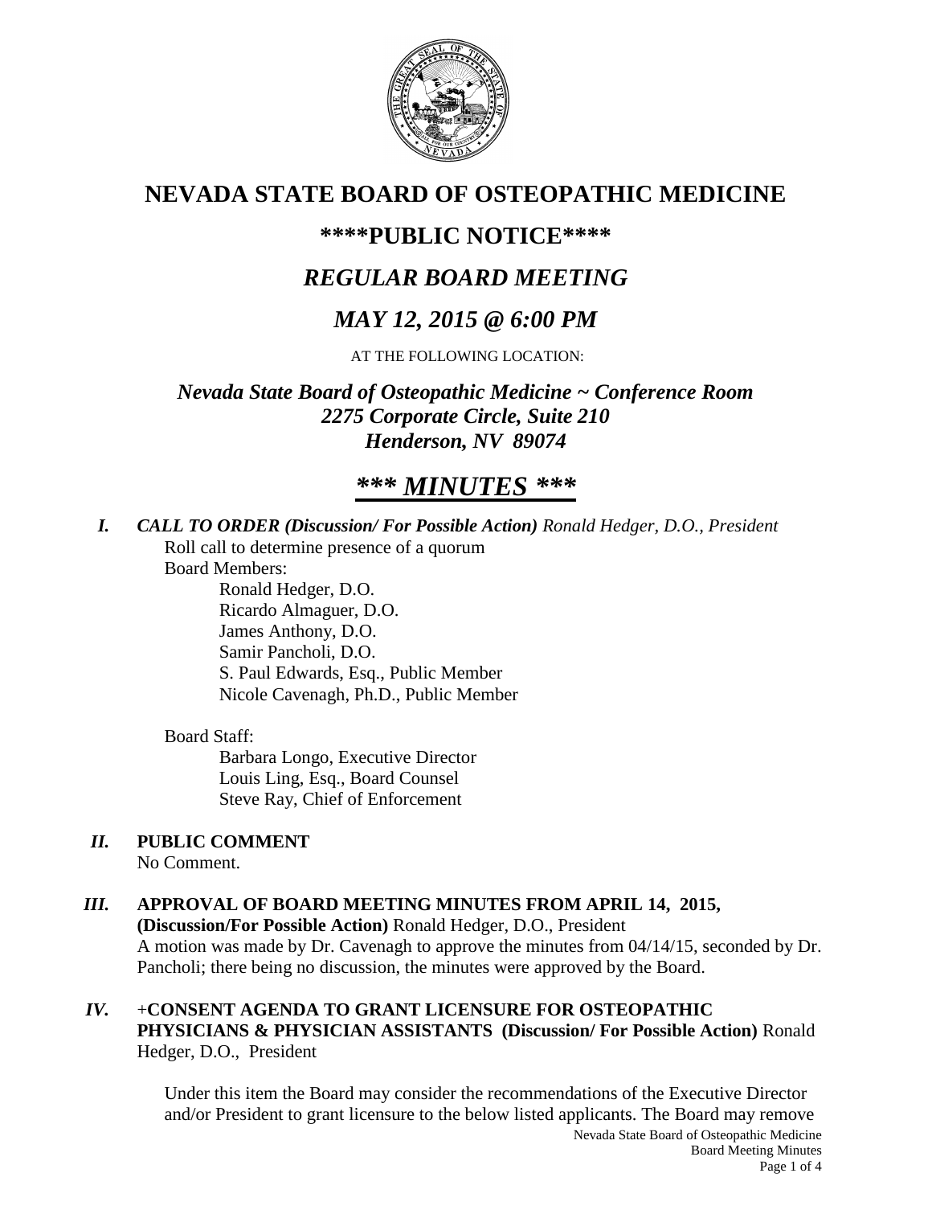# NEVADA STATE BOARD OF OSTEOPATHIC MEDICINE

## ****PUBLIC NOTICE****

## *REGULAR BOARD MEETING*

## *MAY 12, 2015 @ 6:00 PM*

AT THE FOLLOWING LOCATION:

***Nevada State Board of Osteopathic Medicine ~ Conference Room***
***2275 Corporate Circle, Suite 210***
***Henderson, NV 89074***

# *** *MINUTES* ***

***I. CALL TO ORDER (Discussion/ For Possible Action)** Ronald Hedger, D.O., President*

Roll call to determine presence of a quorum

Board Members:

Ronald Hedger, D.O.
Ricardo Almaguer, D.O.
James Anthony, D.O.
Samir Pancholi, D.O.
S. Paul Edwards, Esq., Public Member
Nicole Cavenagh, Ph.D., Public Member

Board Staff:

Barbara Longo, Executive Director
Louis Ling, Esq., Board Counsel
Steve Ray, Chief of Enforcement

***II.* PUBLIC COMMENT**

No Comment.

***III.* APPROVAL OF BOARD MEETING MINUTES FROM APRIL 14, 2015, (Discussion/For Possible Action)** Ronald Hedger, D.O., President

A motion was made by Dr. Cavenagh to approve the minutes from 04/14/15, seconded by Dr. Pancholi; there being no discussion, the minutes were approved by the Board.

***IV.* +CONSENT AGENDA TO GRANT LICENSURE FOR OSTEOPATHIC PHYSICIANS & PHYSICIAN ASSISTANTS (Discussion/ For Possible Action)** Ronald Hedger, D.O., President

Under this item the Board may consider the recommendations of the Executive Director and/or President to grant licensure to the below listed applicants. The Board may remove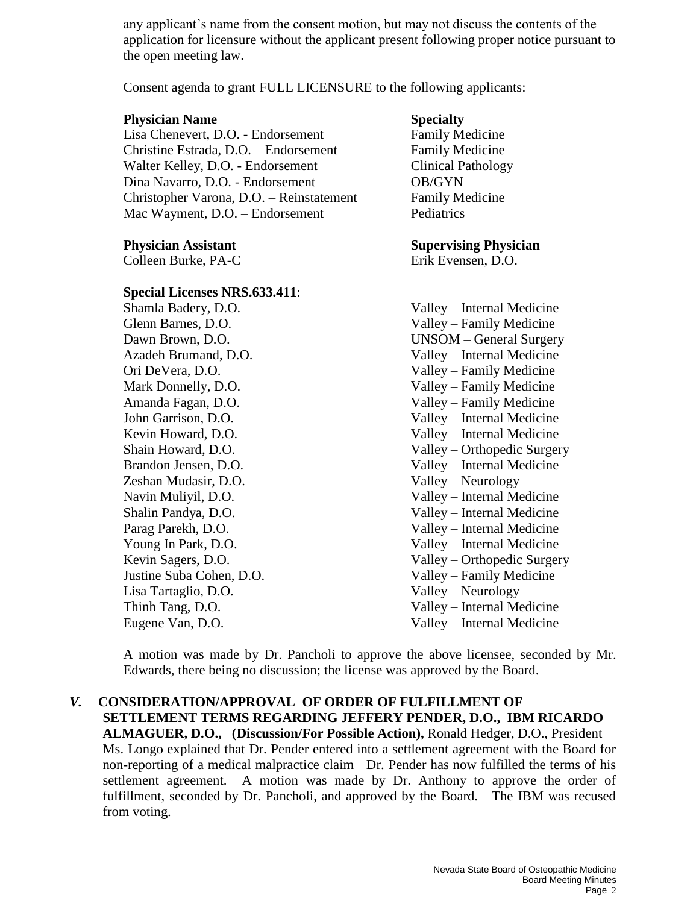any applicant's name from the consent motion, but may not discuss the contents of the application for licensure without the applicant present following proper notice pursuant to the open meeting law.

Consent agenda to grant FULL LICENSURE to the following applicants:

| **Physician Name** | **Specialty** |
|---|---|
| Lisa Chenevert, D.O. - Endorsement | Family Medicine |
| Christine Estrada, D.O. – Endorsement | Family Medicine |
| Walter Kelley, D.O. - Endorsement | Clinical Pathology |
| Dina Navarro, D.O. - Endorsement | OB/GYN |
| Christopher Varona, D.O. – Reinstatement | Family Medicine |
| Mac Wayment, D.O. – Endorsement | Pediatrics |

| **Physician Assistant** | **Supervising Physician** |
|---|---|
| Colleen Burke, PA-C | Erik Evensen, D.O. |

| **Special Licenses NRS.633.411**: | |
|---|---|
| Shamla Badery, D.O. | Valley – Internal Medicine |
| Glenn Barnes, D.O. | Valley – Family Medicine |
| Dawn Brown, D.O. | UNSOM – General Surgery |
| Azadeh Brumand, D.O. | Valley – Internal Medicine |
| Ori DeVera, D.O. | Valley – Family Medicine |
| Mark Donnelly, D.O. | Valley – Family Medicine |
| Amanda Fagan, D.O. | Valley – Family Medicine |
| John Garrison, D.O. | Valley – Internal Medicine |
| Kevin Howard, D.O. | Valley – Internal Medicine |
| Shain Howard, D.O. | Valley – Orthopedic Surgery |
| Brandon Jensen, D.O. | Valley – Internal Medicine |
| Zeshan Mudasir, D.O. | Valley – Neurology |
| Navin Muliyil, D.O. | Valley – Internal Medicine |
| Shalin Pandya, D.O. | Valley – Internal Medicine |
| Parag Parekh, D.O. | Valley – Internal Medicine |
| Young In Park, D.O. | Valley – Internal Medicine |
| Kevin Sagers, D.O. | Valley – Orthopedic Surgery |
| Justine Suba Cohen, D.O. | Valley – Family Medicine |
| Lisa Tartaglio, D.O. | Valley – Neurology |
| Thinh Tang, D.O. | Valley – Internal Medicine |
| Eugene Van, D.O. | Valley – Internal Medicine |

A motion was made by Dr. Pancholi to approve the above licensee, seconded by Mr. Edwards, there being no discussion; the license was approved by the Board.

***V.*** **CONSIDERATION/APPROVAL OF ORDER OF FULFILLMENT OF SETTLEMENT TERMS REGARDING JEFFERY PENDER, D.O., IBM RICARDO ALMAGUER, D.O., (Discussion/For Possible Action),** Ronald Hedger, D.O., President

Ms. Longo explained that Dr. Pender entered into a settlement agreement with the Board for non-reporting of a medical malpractice claim Dr. Pender has now fulfilled the terms of his settlement agreement. A motion was made by Dr. Anthony to approve the order of fulfillment, seconded by Dr. Pancholi, and approved by the Board. The IBM was recused from voting.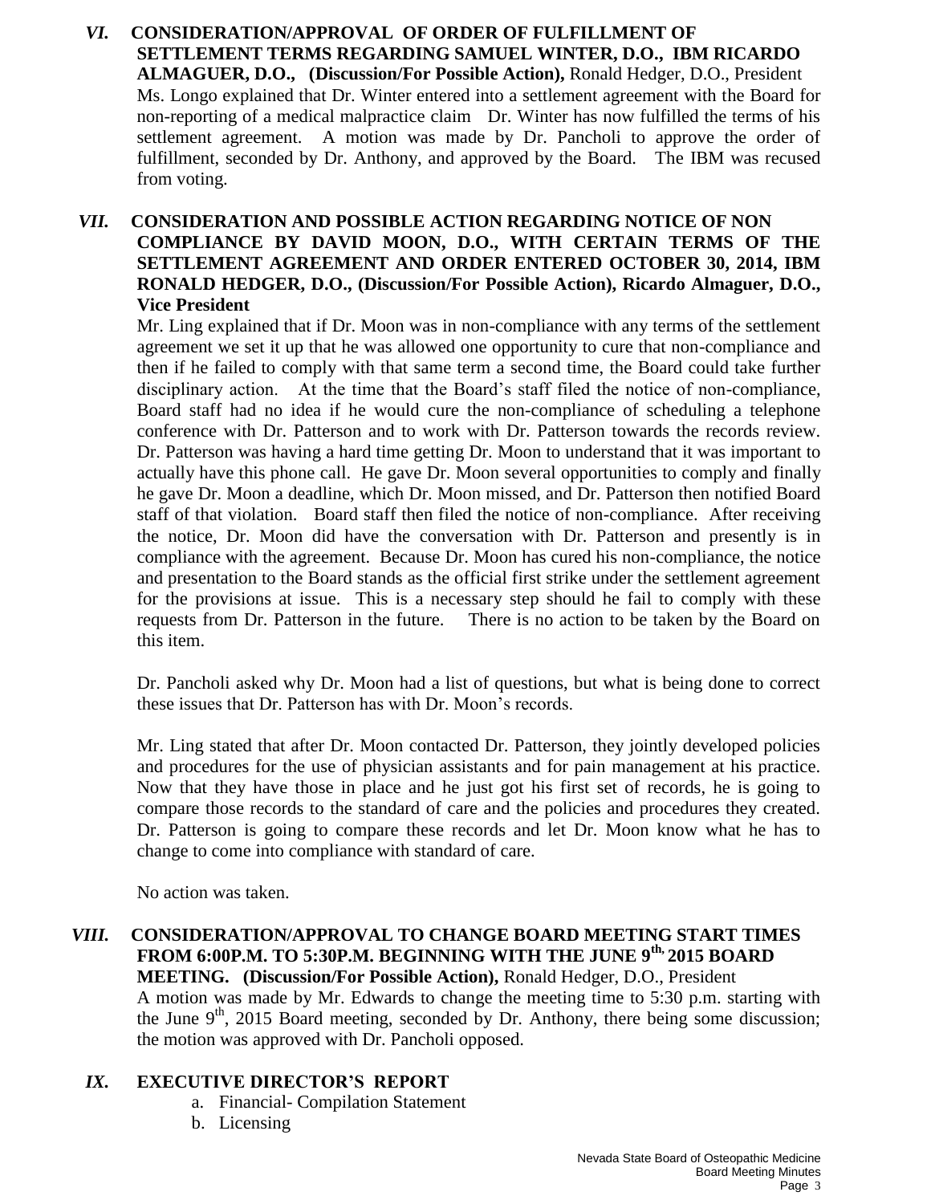***VI.*** **CONSIDERATION/APPROVAL OF ORDER OF FULFILLMENT OF SETTLEMENT TERMS REGARDING SAMUEL WINTER, D.O., IBM RICARDO ALMAGUER, D.O., (Discussion/For Possible Action),** Ronald Hedger, D.O., President

Ms. Longo explained that Dr. Winter entered into a settlement agreement with the Board for non-reporting of a medical malpractice claim Dr. Winter has now fulfilled the terms of his settlement agreement. A motion was made by Dr. Pancholi to approve the order of fulfillment, seconded by Dr. Anthony, and approved by the Board. The IBM was recused from voting.

***VII.*** **CONSIDERATION AND POSSIBLE ACTION REGARDING NOTICE OF NON COMPLIANCE BY DAVID MOON, D.O., WITH CERTAIN TERMS OF THE SETTLEMENT AGREEMENT AND ORDER ENTERED OCTOBER 30, 2014, IBM RONALD HEDGER, D.O., (Discussion/For Possible Action), Ricardo Almaguer, D.O., Vice President**

Mr. Ling explained that if Dr. Moon was in non-compliance with any terms of the settlement agreement we set it up that he was allowed one opportunity to cure that non-compliance and then if he failed to comply with that same term a second time, the Board could take further disciplinary action. At the time that the Board's staff filed the notice of non-compliance, Board staff had no idea if he would cure the non-compliance of scheduling a telephone conference with Dr. Patterson and to work with Dr. Patterson towards the records review. Dr. Patterson was having a hard time getting Dr. Moon to understand that it was important to actually have this phone call. He gave Dr. Moon several opportunities to comply and finally he gave Dr. Moon a deadline, which Dr. Moon missed, and Dr. Patterson then notified Board staff of that violation. Board staff then filed the notice of non-compliance. After receiving the notice, Dr. Moon did have the conversation with Dr. Patterson and presently is in compliance with the agreement. Because Dr. Moon has cured his non-compliance, the notice and presentation to the Board stands as the official first strike under the settlement agreement for the provisions at issue. This is a necessary step should he fail to comply with these requests from Dr. Patterson in the future. There is no action to be taken by the Board on this item.

Dr. Pancholi asked why Dr. Moon had a list of questions, but what is being done to correct these issues that Dr. Patterson has with Dr. Moon's records.

Mr. Ling stated that after Dr. Moon contacted Dr. Patterson, they jointly developed policies and procedures for the use of physician assistants and for pain management at his practice. Now that they have those in place and he just got his first set of records, he is going to compare those records to the standard of care and the policies and procedures they created. Dr. Patterson is going to compare these records and let Dr. Moon know what he has to change to come into compliance with standard of care.

No action was taken.

***VIII.*** **CONSIDERATION/APPROVAL TO CHANGE BOARD MEETING START TIMES FROM 6:00P.M. TO 5:30P.M. BEGINNING WITH THE JUNE 9th, 2015 BOARD MEETING. (Discussion/For Possible Action),** Ronald Hedger, D.O., President

A motion was made by Mr. Edwards to change the meeting time to 5:30 p.m. starting with the June 9th, 2015 Board meeting, seconded by Dr. Anthony, there being some discussion; the motion was approved with Dr. Pancholi opposed.

***IX.*** **EXECUTIVE DIRECTOR'S REPORT**

a. Financial- Compilation Statement
b. Licensing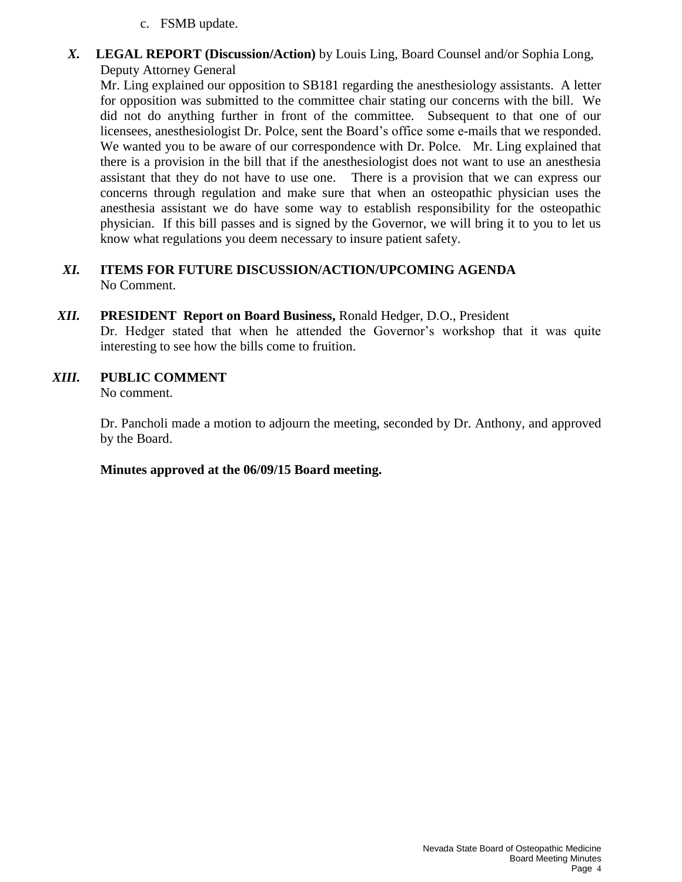c. FSMB update.

***X.*** **LEGAL REPORT (Discussion/Action)** by Louis Ling, Board Counsel and/or Sophia Long, Deputy Attorney General

Mr. Ling explained our opposition to SB181 regarding the anesthesiology assistants. A letter for opposition was submitted to the committee chair stating our concerns with the bill. We did not do anything further in front of the committee. Subsequent to that one of our licensees, anesthesiologist Dr. Polce, sent the Board's office some e-mails that we responded. We wanted you to be aware of our correspondence with Dr. Polce. Mr. Ling explained that there is a provision in the bill that if the anesthesiologist does not want to use an anesthesia assistant that they do not have to use one. There is a provision that we can express our concerns through regulation and make sure that when an osteopathic physician uses the anesthesia assistant we do have some way to establish responsibility for the osteopathic physician. If this bill passes and is signed by the Governor, we will bring it to you to let us know what regulations you deem necessary to insure patient safety.

***XI.*** **ITEMS FOR FUTURE DISCUSSION/ACTION/UPCOMING AGENDA**

No Comment.

***XII.*** **PRESIDENT Report on Board Business,** Ronald Hedger, D.O., President

Dr. Hedger stated that when he attended the Governor's workshop that it was quite interesting to see how the bills come to fruition.

***XIII.*** **PUBLIC COMMENT**

No comment.

Dr. Pancholi made a motion to adjourn the meeting, seconded by Dr. Anthony, and approved by the Board.

**Minutes approved at the 06/09/15 Board meeting.**